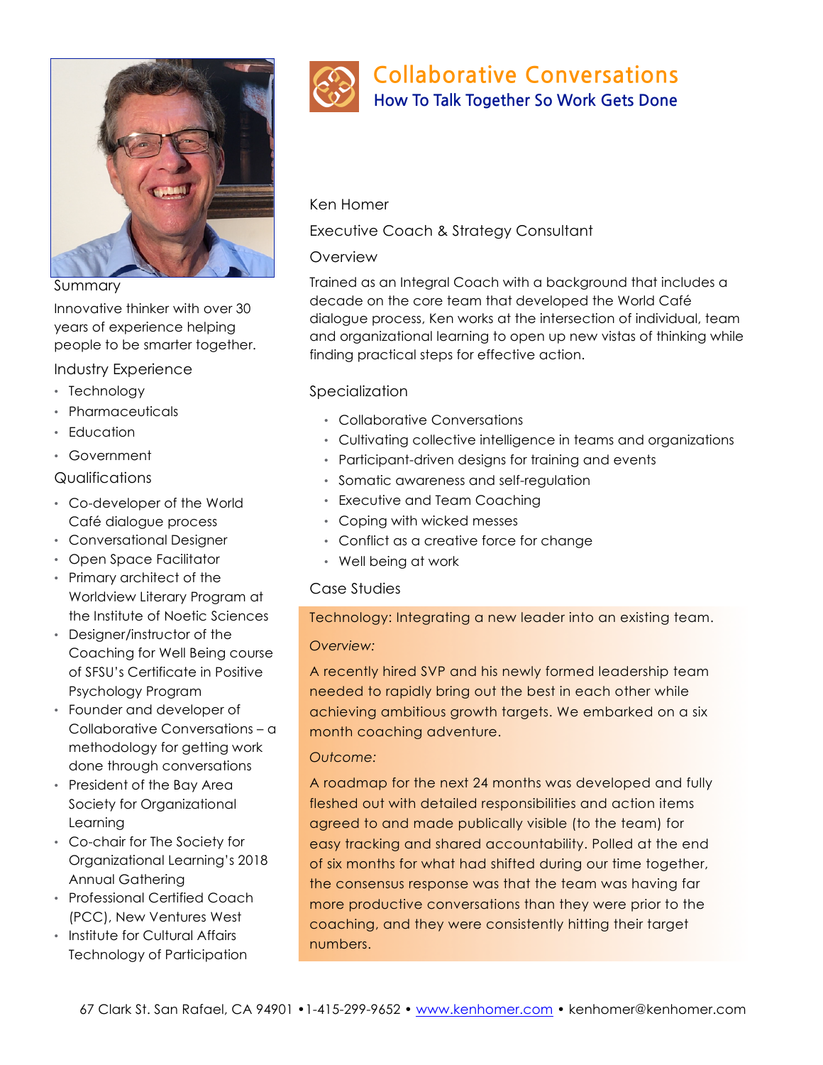# Collaborative Conversations

## How To Talk Together So Work Gets Done

Ken Homer

Executive Coach & Strategy Consultant

### Overview

Trained as an Integral Coach with a background that includes a decade on the core team that developed the World Café dialogue process, Ken works at the intersection of individual, team and organizational learning to open up new vistas of thinking while finding practical steps for effective action.

### Specialization

- Collaborative Conversations
- Cultivating collective intelligence in teams and organizations
- Participant-driven designs for training and events
- Somatic awareness and self-regulation
- Executive and Team Coaching
- Coping with wicked messes
- Conflict as a creative force for change
- Well being at work

### Case Studies

Technology: Integrating a new leader into an existing team.

*Overview:*

A recently hired SVP and his newly formed leadership team needed to rapidly bring out the best in each other while achieving ambitious growth targets. We embarked on a six month coaching adventure.

*Outcome:*

A roadmap for the next 24 months was developed and fully fleshed out with detailed responsibilities and action items agreed to and made publically visible (to the team) for easy tracking and shared accountability. Polled at the end of six months for what had shifted during our time together, the consensus response was that the team was having far more productive conversations than they were prior to the coaching, and they were consistently hitting their target numbers.

### Summary

Innovative thinker with over 30 years of experience helping people to be smarter together.

### Industry Experience

- Technology
- Pharmaceuticals
- Education
- Government

### Qualifications

- Co-developer of the World Café dialogue process
- Conversational Designer
- Open Space Facilitator
- Primary architect of the Worldview Literary Program at the Institute of Noetic Sciences
- Designer/instructor of the Coaching for Well Being course of SFSU's Certificate in Positive Psychology Program
- Founder and developer of Collaborative Conversations – a methodology for getting work done through conversations
- President of the Bay Area Society for Organizational Learning
- Co-chair for The Society for Organizational Learning's 2018 Annual Gathering
- Professional Certified Coach (PCC), New Ventures West
- Institute for Cultural Affairs Technology of Participation

67 Clark St. San Rafael, CA 94901 •1-415-299-9652 • www.kenhomer.com • kenhomer@kenhomer.com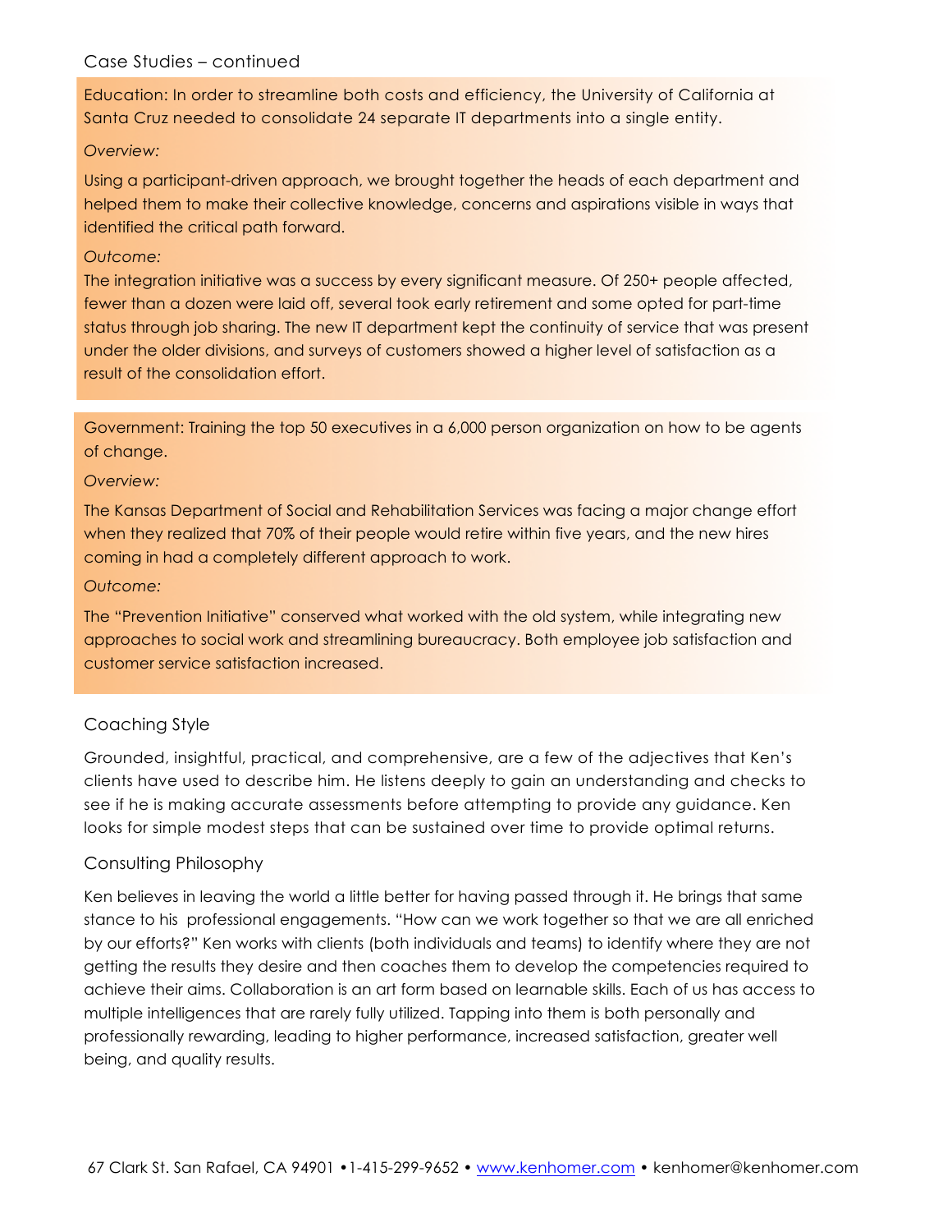## Case Studies – continued

Education: In order to streamline both costs and efficiency, the University of California at Santa Cruz needed to consolidate 24 separate IT departments into a single entity.

*Overview:*

Using a participant-driven approach, we brought together the heads of each department and helped them to make their collective knowledge, concerns and aspirations visible in ways that identified the critical path forward.

*Outcome:*

The integration initiative was a success by every significant measure. Of 250+ people affected, fewer than a dozen were laid off, several took early retirement and some opted for part-time status through job sharing. The new IT department kept the continuity of service that was present under the older divisions, and surveys of customers showed a higher level of satisfaction as a result of the consolidation effort.

Government: Training the top 50 executives in a 6,000 person organization on how to be agents of change.

*Overview:*

The Kansas Department of Social and Rehabilitation Services was facing a major change effort when they realized that 70% of their people would retire within five years, and the new hires coming in had a completely different approach to work.

*Outcome:*

The "Prevention Initiative" conserved what worked with the old system, while integrating new approaches to social work and streamlining bureaucracy. Both employee job satisfaction and customer service satisfaction increased.

## Coaching Style

Grounded, insightful, practical, and comprehensive, are a few of the adjectives that Ken's clients have used to describe him. He listens deeply to gain an understanding and checks to see if he is making accurate assessments before attempting to provide any guidance. Ken looks for simple modest steps that can be sustained over time to provide optimal returns.

## Consulting Philosophy

Ken believes in leaving the world a little better for having passed through it. He brings that same stance to his professional engagements. "How can we work together so that we are all enriched by our efforts?" Ken works with clients (both individuals and teams) to identify where they are not getting the results they desire and then coaches them to develop the competencies required to achieve their aims. Collaboration is an art form based on learnable skills. Each of us has access to multiple intelligences that are rarely fully utilized. Tapping into them is both personally and professionally rewarding, leading to higher performance, increased satisfaction, greater well being, and quality results.

67 Clark St. San Rafael, CA 94901 •1-415-299-9652 • www.kenhomer.com • kenhomer@kenhomer.com